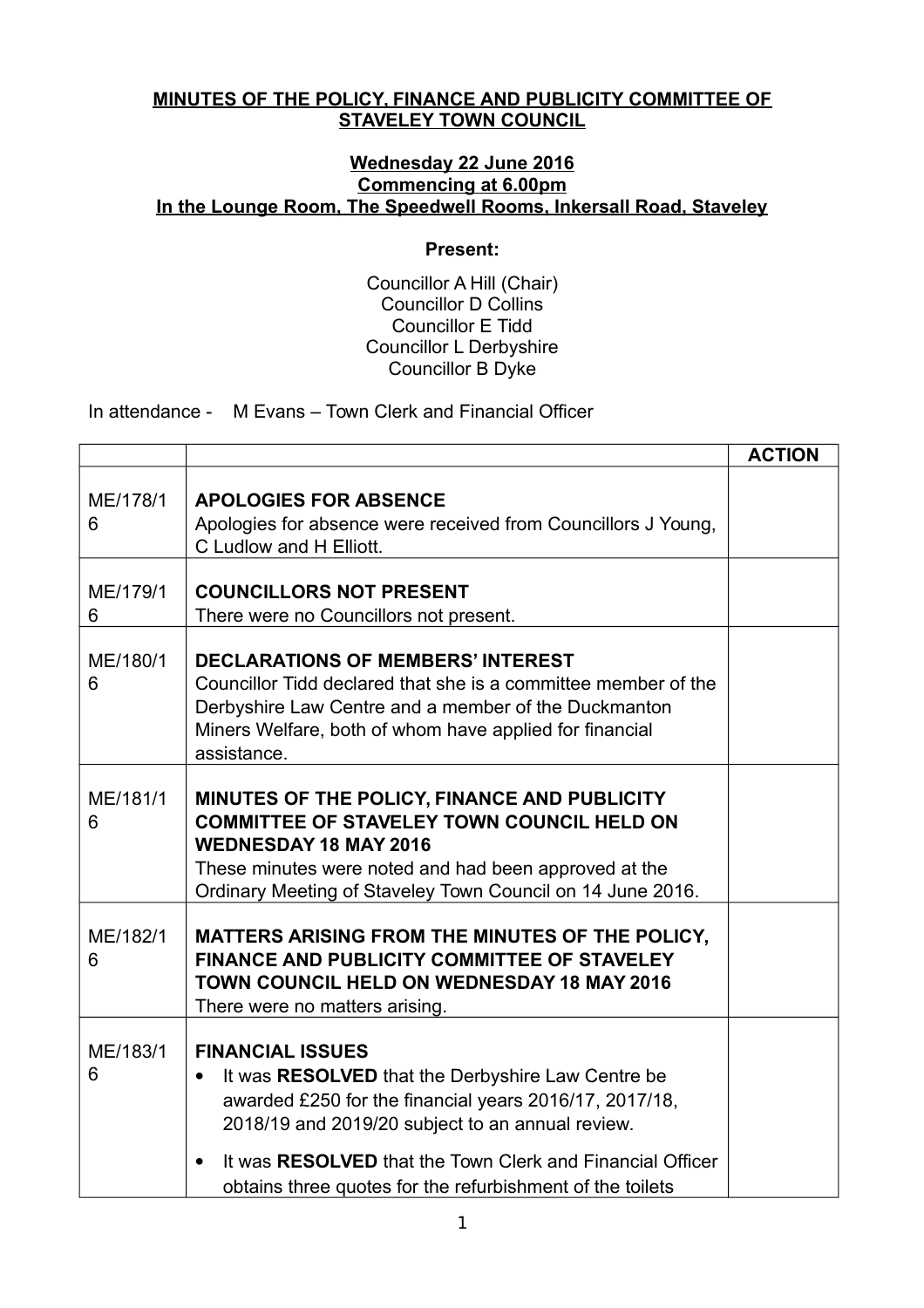**MINUTES OF THE POLICY, FINANCE AND PUBLICITY COMMITTEE OF STAVELEY TOWN COUNCIL**

**Wednesday 22 June 2016**
**Commencing at 6.00pm**
**In the Lounge Room, The Speedwell Rooms, Inkersall Road, Staveley**

**Present:**

Councillor A Hill (Chair)
Councillor D Collins
Councillor E Tidd
Councillor L Derbyshire
Councillor B Dyke

In attendance - M Evans – Town Clerk and Financial Officer

| | | ACTION |
|---|---|---|
| ME/178/16 | **APOLOGIES FOR ABSENCE**<br>Apologies for absence were received from Councillors J Young, C Ludlow and H Elliott. | |
| ME/179/16 | **COUNCILLORS NOT PRESENT**<br>There were no Councillors not present. | |
| ME/180/16 | **DECLARATIONS OF MEMBERS' INTEREST**<br>Councillor Tidd declared that she is a committee member of the Derbyshire Law Centre and a member of the Duckmanton Miners Welfare, both of whom have applied for financial assistance. | |
| ME/181/16 | **MINUTES OF THE POLICY, FINANCE AND PUBLICITY COMMITTEE OF STAVELEY TOWN COUNCIL HELD ON WEDNESDAY 18 MAY 2016**<br>These minutes were noted and had been approved at the Ordinary Meeting of Staveley Town Council on 14 June 2016. | |
| ME/182/16 | **MATTERS ARISING FROM THE MINUTES OF THE POLICY, FINANCE AND PUBLICITY COMMITTEE OF STAVELEY TOWN COUNCIL HELD ON WEDNESDAY 18 MAY 2016**<br>There were no matters arising. | |
| ME/183/16 | **FINANCIAL ISSUES**<br>• It was **RESOLVED** that the Derbyshire Law Centre be awarded £250 for the financial years 2016/17, 2017/18, 2018/19 and 2019/20 subject to an annual review.<br>• It was **RESOLVED** that the Town Clerk and Financial Officer obtains three quotes for the refurbishment of the toilets | |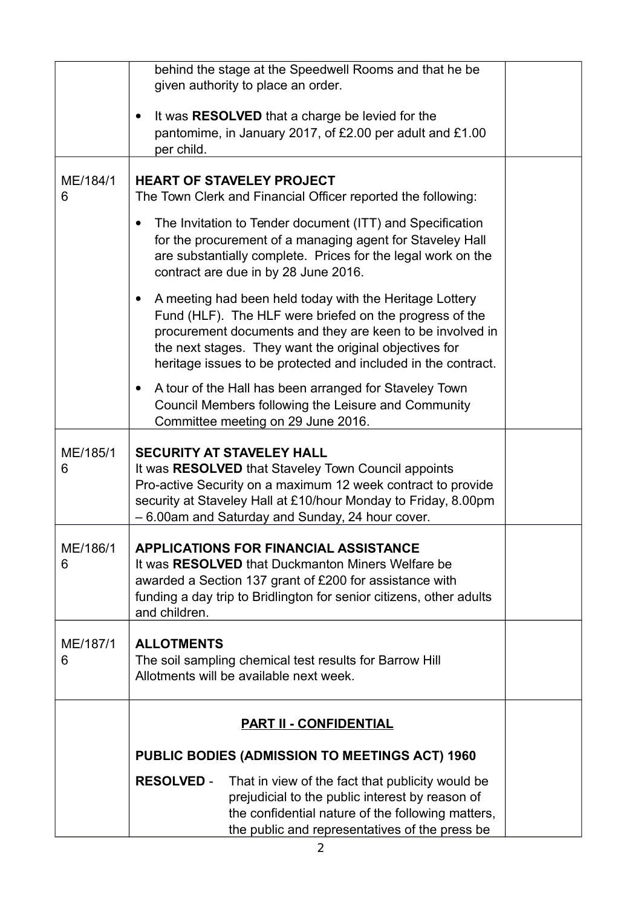| | | |
|---|---|---|
| | behind the stage at the Speedwell Rooms and that he be given authority to place an order.<br><br>• It was **RESOLVED** that a charge be levied for the pantomime, in January 2017, of £2.00 per adult and £1.00 per child. | |
| ME/184/16 | **HEART OF STAVELEY PROJECT**<br>The Town Clerk and Financial Officer reported the following:<br><br>• The Invitation to Tender document (ITT) and Specification for the procurement of a managing agent for Staveley Hall are substantially complete. Prices for the legal work on the contract are due in by 28 June 2016.<br><br>• A meeting had been held today with the Heritage Lottery Fund (HLF). The HLF were briefed on the progress of the procurement documents and they are keen to be involved in the next stages. They want the original objectives for heritage issues to be protected and included in the contract.<br><br>• A tour of the Hall has been arranged for Staveley Town Council Members following the Leisure and Community Committee meeting on 29 June 2016. | |
| ME/185/16 | **SECURITY AT STAVELEY HALL**<br>It was **RESOLVED** that Staveley Town Council appoints Pro-active Security on a maximum 12 week contract to provide security at Staveley Hall at £10/hour Monday to Friday, 8.00pm – 6.00am and Saturday and Sunday, 24 hour cover. | |
| ME/186/16 | **APPLICATIONS FOR FINANCIAL ASSISTANCE**<br>It was **RESOLVED** that Duckmanton Miners Welfare be awarded a Section 137 grant of £200 for assistance with funding a day trip to Bridlington for senior citizens, other adults and children. | |
| ME/187/16 | **ALLOTMENTS**<br>The soil sampling chemical test results for Barrow Hill Allotments will be available next week. | |
| | **PART II - CONFIDENTIAL**<br><br>**PUBLIC BODIES (ADMISSION TO MEETINGS ACT) 1960**<br><br>**RESOLVED** - That in view of the fact that publicity would be prejudicial to the public interest by reason of the confidential nature of the following matters, the public and representatives of the press be | |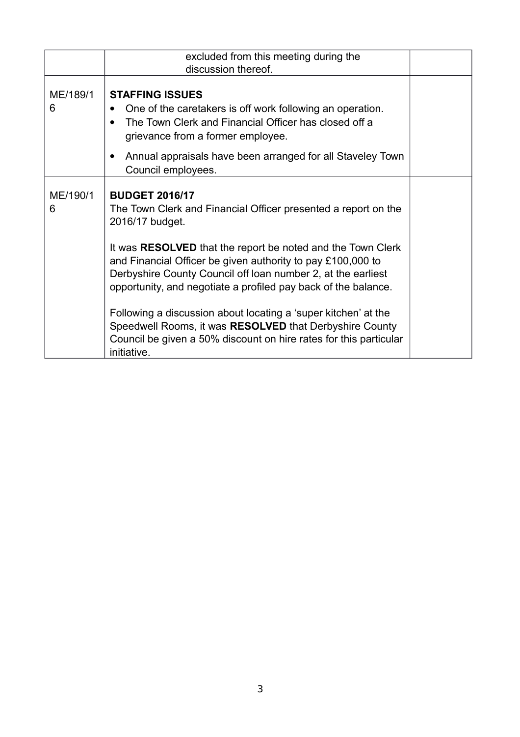| | | |
|---|---|---|
| | excluded from this meeting during the discussion thereof. | |
| ME/189/16 | **STAFFING ISSUES**<br>• One of the caretakers is off work following an operation.<br>• The Town Clerk and Financial Officer has closed off a grievance from a former employee.<br>• Annual appraisals have been arranged for all Staveley Town Council employees. | |
| ME/190/16 | **BUDGET 2016/17**<br>The Town Clerk and Financial Officer presented a report on the 2016/17 budget.<br><br>It was **RESOLVED** that the report be noted and the Town Clerk and Financial Officer be given authority to pay £100,000 to Derbyshire County Council off loan number 2, at the earliest opportunity, and negotiate a profiled pay back of the balance.<br><br>Following a discussion about locating a 'super kitchen' at the Speedwell Rooms, it was **RESOLVED** that Derbyshire County Council be given a 50% discount on hire rates for this particular initiative. | |